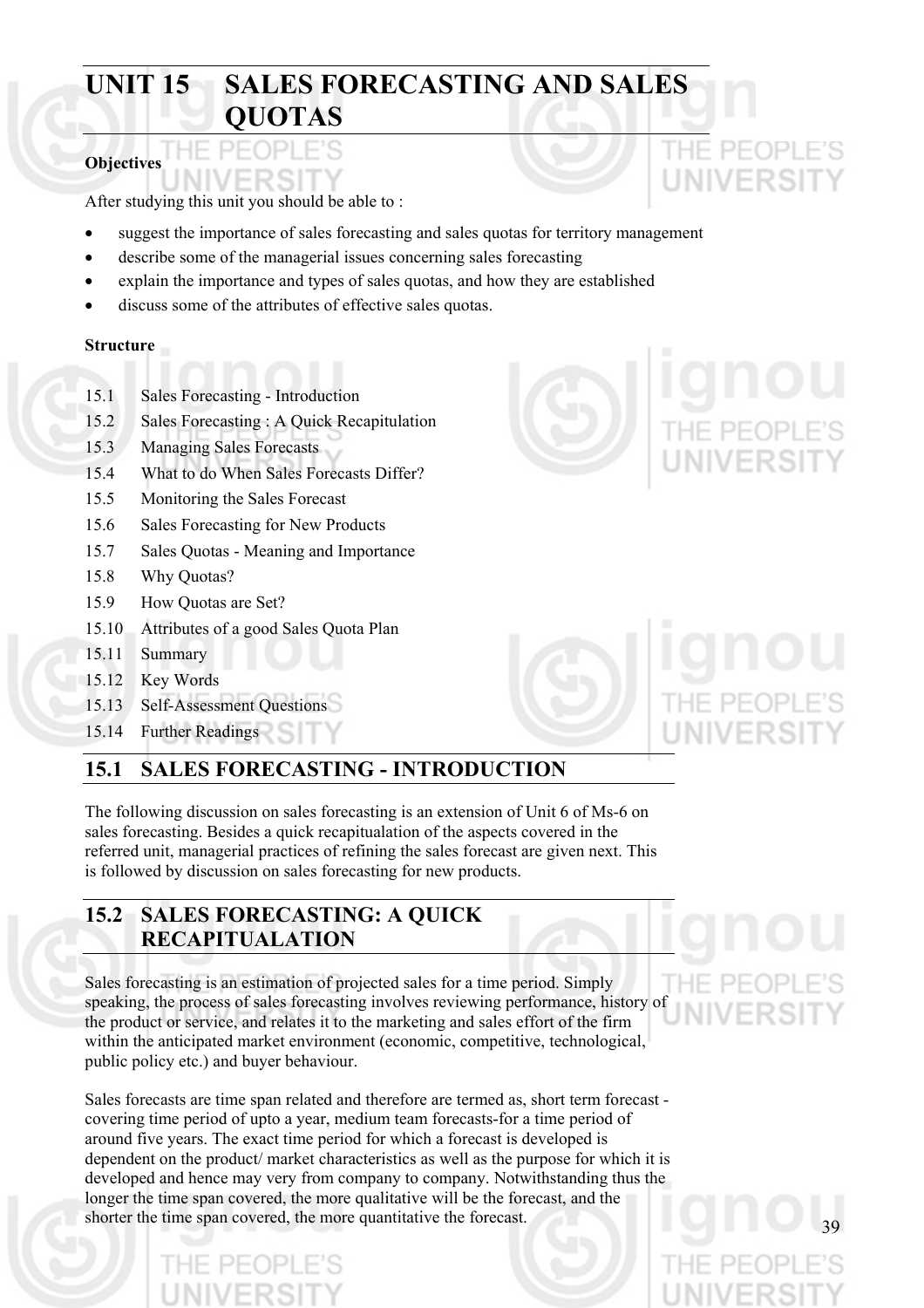# UNIT 15 SALES FORECASTING AND SALES QUOTAS

**Objectives**

After studying this unit you should be able to :

- suggest the importance of sales forecasting and sales quotas for territory management
- describe some of the managerial issues concerning sales forecasting
- explain the importance and types of sales quotas, and how they are established
- discuss some of the attributes of effective sales quotas.

**Structure**

15.1 Sales Forecasting - Introduction
15.2 Sales Forecasting : A Quick Recapitulation
15.3 Managing Sales Forecasts
15.4 What to do When Sales Forecasts Differ?
15.5 Monitoring the Sales Forecast
15.6 Sales Forecasting for New Products
15.7 Sales Quotas - Meaning and Importance
15.8 Why Quotas?
15.9 How Quotas are Set?
15.10 Attributes of a good Sales Quota Plan
15.11 Summary
15.12 Key Words
15.13 Self-Assessment Questions
15.14 Further Readings

## 15.1 SALES FORECASTING - INTRODUCTION

The following discussion on sales forecasting is an extension of Unit 6 of Ms-6 on sales forecasting. Besides a quick recapitualation of the aspects covered in the referred unit, managerial practices of refining the sales forecast are given next. This is followed by discussion on sales forecasting for new products.

## 15.2 SALES FORECASTING: A QUICK RECAPITUALATION

Sales forecasting is an estimation of projected sales for a time period. Simply speaking, the process of sales forecasting involves reviewing performance, history of the product or service, and relates it to the marketing and sales effort of the firm within the anticipated market environment (economic, competitive, technological, public policy etc.) and buyer behaviour.

Sales forecasts are time span related and therefore are termed as, short term forecast - covering time period of upto a year, medium team forecasts-for a time period of around five years. The exact time period for which a forecast is developed is dependent on the product/ market characteristics as well as the purpose for which it is developed and hence may very from company to company. Notwithstanding thus the longer the time span covered, the more qualitative will be the forecast, and the shorter the time span covered, the more quantitative the forecast.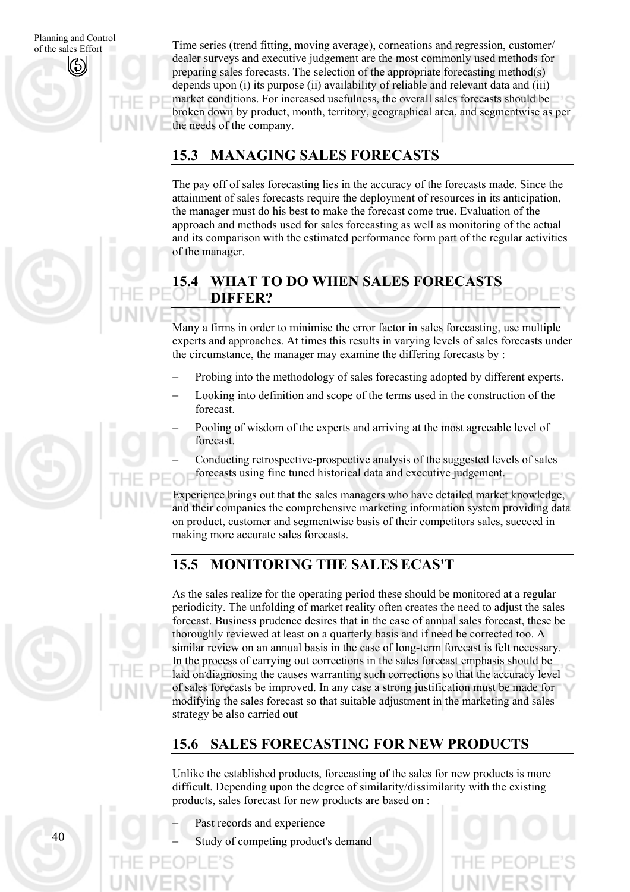Time series (trend fitting, moving average), corneations and regression, customer/ dealer surveys and executive judgement are the most commonly used methods for preparing sales forecasts. The selection of the appropriate forecasting method(s) depends upon (i) its purpose (ii) availability of reliable and relevant data and (iii) market conditions. For increased usefulness, the overall sales forecasts should be broken down by product, month, territory, geographical area, and segmentwise as per the needs of the company.

## 15.3 MANAGING SALES FORECASTS

The pay off of sales forecasting lies in the accuracy of the forecasts made. Since the attainment of sales forecasts require the deployment of resources in its anticipation, the manager must do his best to make the forecast come true. Evaluation of the approach and methods used for sales forecasting as well as monitoring of the actual and its comparison with the estimated performance form part of the regular activities of the manager.

## 15.4 WHAT TO DO WHEN SALES FORECASTS DIFFER?

Many a firms in order to minimise the error factor in sales forecasting, use multiple experts and approaches. At times this results in varying levels of sales forecasts under the circumstance, the manager may examine the differing forecasts by :

- Probing into the methodology of sales forecasting adopted by different experts.
- Looking into definition and scope of the terms used in the construction of the forecast.
- Pooling of wisdom of the experts and arriving at the most agreeable level of forecast.
- Conducting retrospective-prospective analysis of the suggested levels of sales forecasts using fine tuned historical data and executive judgement.

Experience brings out that the sales managers who have detailed market knowledge, and their companies the comprehensive marketing information system providing data on product, customer and segmentwise basis of their competitors sales, succeed in making more accurate sales forecasts.

## 15.5 MONITORING THE SALES ECAS'T

As the sales realize for the operating period these should be monitored at a regular periodicity. The unfolding of market reality often creates the need to adjust the sales forecast. Business prudence desires that in the case of annual sales forecast, these be thoroughly reviewed at least on a quarterly basis and if need be corrected too. A similar review on an annual basis in the case of long-term forecast is felt necessary. In the process of carrying out corrections in the sales forecast emphasis should be laid on diagnosing the causes warranting such corrections so that the accuracy level of sales forecasts be improved. In any case a strong justification must be made for modifying the sales forecast so that suitable adjustment in the marketing and sales strategy be also carried out

## 15.6 SALES FORECASTING FOR NEW PRODUCTS

Unlike the established products, forecasting of the sales for new products is more difficult. Depending upon the degree of similarity/dissimilarity with the existing products, sales forecast for new products are based on :

- Past records and experience
- Study of competing product's demand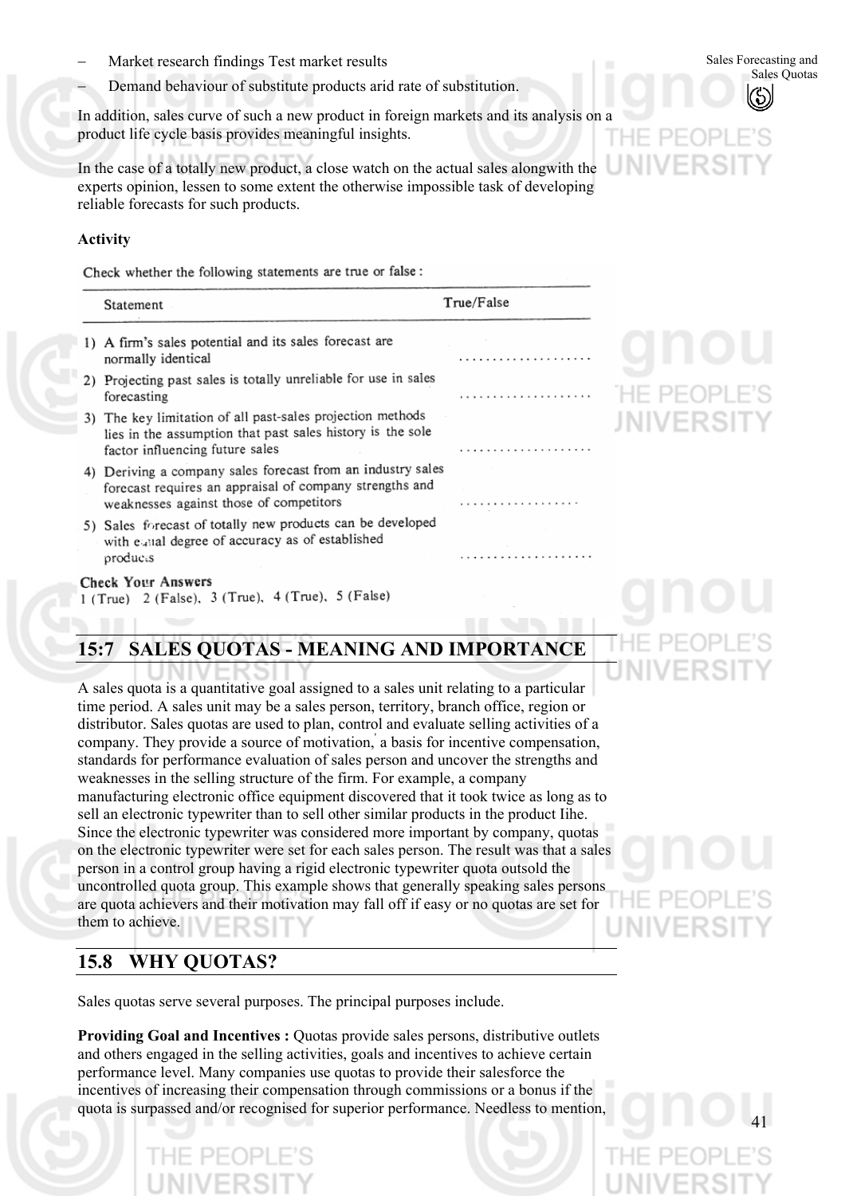- Market research findings Test market results
- Demand behaviour of substitute products arid rate of substitution.

In addition, sales curve of such a new product in foreign markets and its analysis on a product life cycle basis provides meaningful insights.

In the case of a totally new product, a close watch on the actual sales alongwith the experts opinion, lessen to some extent the otherwise impossible task of developing reliable forecasts for such products.

**Activity**

Check whether the following statements are true or false :

| Statement | True/False |
|---|---|
| 1) A firm's sales potential and its sales forecast are normally identical | .................... |
| 2) Projecting past sales is totally unreliable for use in sales forecasting | .................... |
| 3) The key limitation of all past-sales projection methods lies in the assumption that past sales history is the sole factor influencing future sales | .................... |
| 4) Deriving a company sales forecast from an industry sales forecast requires an appraisal of company strengths and weaknesses against those of competitors | .................. |
| 5) Sales forecast of totally new products can be developed with equal degree of accuracy as of established products | .................... |

**Check Your Answers**

1 (True) 2 (False), 3 (True), 4 (True), 5 (False)

## 15:7 SALES QUOTAS - MEANING AND IMPORTANCE

A sales quota is a quantitative goal assigned to a sales unit relating to a particular time period. A sales unit may be a sales person, territory, branch office, region or distributor. Sales quotas are used to plan, control and evaluate selling activities of a company. They provide a source of motivation, a basis for incentive compensation, standards for performance evaluation of sales person and uncover the strengths and weaknesses in the selling structure of the firm. For example, a company manufacturing electronic office equipment discovered that it took twice as long as to sell an electronic typewriter than to sell other similar products in the product Iihe. Since the electronic typewriter was considered more important by company, quotas on the electronic typewriter were set for each sales person. The result was that a sales person in a control group having a rigid electronic typewriter quota outsold the uncontrolled quota group. This example shows that generally speaking sales persons are quota achievers and their motivation may fall off if easy or no quotas are set for them to achieve.

## 15.8 WHY QUOTAS?

Sales quotas serve several purposes. The principal purposes include.

**Providing Goal and Incentives :** Quotas provide sales persons, distributive outlets and others engaged in the selling activities, goals and incentives to achieve certain performance level. Many companies use quotas to provide their salesforce the incentives of increasing their compensation through commissions or a bonus if the quota is surpassed and/or recognised for superior performance. Needless to mention,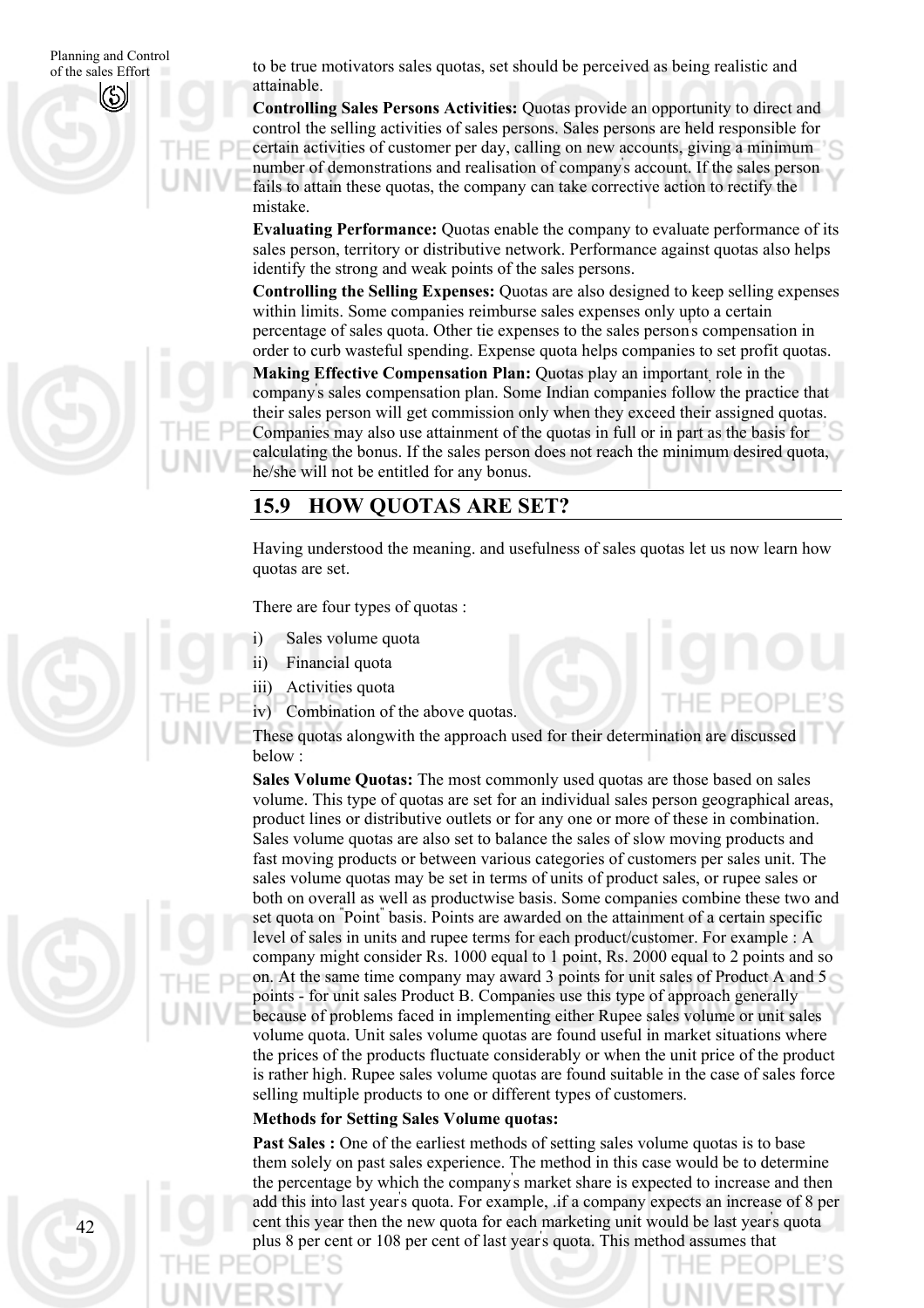to be true motivators sales quotas, set should be perceived as being realistic and attainable.

**Controlling Sales Persons Activities:** Quotas provide an opportunity to direct and control the selling activities of sales persons. Sales persons are held responsible for certain activities of customer per day, calling on new accounts, giving a minimum number of demonstrations and realisation of company's account. If the sales person fails to attain these quotas, the company can take corrective action to rectify the mistake.

**Evaluating Performance:** Quotas enable the company to evaluate performance of its sales person, territory or distributive network. Performance against quotas also helps identify the strong and weak points of the sales persons.

**Controlling the Selling Expenses:** Quotas are also designed to keep selling expenses within limits. Some companies reimburse sales expenses only upto a certain percentage of sales quota. Other tie expenses to the sales person's compensation in order to curb wasteful spending. Expense quota helps companies to set profit quotas.

**Making Effective Compensation Plan:** Quotas play an important role in the company's sales compensation plan. Some Indian companies follow the practice that their sales person will get commission only when they exceed their assigned quotas. Companies may also use attainment of the quotas in full or in part as the basis for calculating the bonus. If the sales person does not reach the minimum desired quota, he/she will not be entitled for any bonus.

## 15.9 HOW QUOTAS ARE SET?

Having understood the meaning. and usefulness of sales quotas let us now learn how quotas are set.

There are four types of quotas :

i) Sales volume quota
ii) Financial quota
iii) Activities quota
iv) Combination of the above quotas.

These quotas alongwith the approach used for their determination are discussed below :

**Sales Volume Quotas:** The most commonly used quotas are those based on sales volume. This type of quotas are set for an individual sales person geographical areas, product lines or distributive outlets or for any one or more of these in combination. Sales volume quotas are also set to balance the sales of slow moving products and fast moving products or between various categories of customers per sales unit. The sales volume quotas may be set in terms of units of product sales, or rupee sales or both on overall as well as productwise basis. Some companies combine these two and set quota on "Point" basis. Points are awarded on the attainment of a certain specific level of sales in units and rupee terms for each product/customer. For example : A company might consider Rs. 1000 equal to 1 point, Rs. 2000 equal to 2 points and so on. At the same time company may award 3 points for unit sales of Product A and 5 points - for unit sales Product B. Companies use this type of approach generally because of problems faced in implementing either Rupee sales volume or unit sales volume quota. Unit sales volume quotas are found useful in market situations where the prices of the products fluctuate considerably or when the unit price of the product is rather high. Rupee sales volume quotas are found suitable in the case of sales force selling multiple products to one or different types of customers.

**Methods for Setting Sales Volume quotas:**

**Past Sales :** One of the earliest methods of setting sales volume quotas is to base them solely on past sales experience. The method in this case would be to determine the percentage by which the company's market share is expected to increase and then add this into last year's quota. For example, .if a company expects an increase of 8 per cent this year then the new quota for each marketing unit would be last year's quota plus 8 per cent or 108 per cent of last year's quota. This method assumes that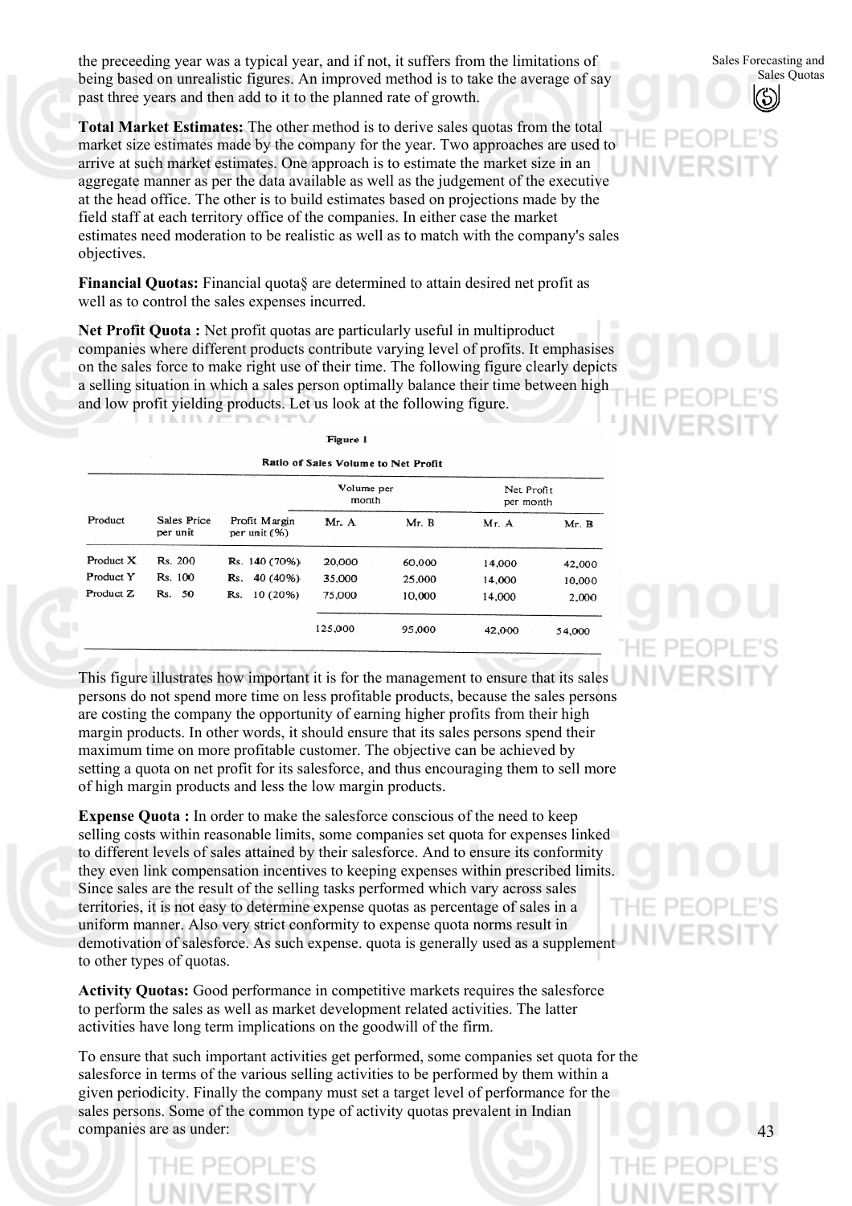the preceeding year was a typical year, and if not, it suffers from the limitations of being based on unrealistic figures. An improved method is to take the average of say past three years and then add to it to the planned rate of growth.

**Total Market Estimates:** The other method is to derive sales quotas from the total market size estimates made by the company for the year. Two approaches are used to arrive at such market estimates. One approach is to estimate the market size in an aggregate manner as per the data available as well as the judgement of the executive at the head office. The other is to build estimates based on projections made by the field staff at each territory office of the companies. In either case the market estimates need moderation to be realistic as well as to match with the company's sales objectives.

**Financial Quotas:** Financial quota§ are determined to attain desired net profit as well as to control the sales expenses incurred.

**Net Profit Quota :** Net profit quotas are particularly useful in multiproduct companies where different products contribute varying level of profits. It emphasises on the sales force to make right use of their time. The following figure clearly depicts a selling situation in which a sales person optimally balance their time between high and low profit yielding products. Let us look at the following figure.

**Figure 1**

**Ratio of Sales Volume to Net Profit**

| Product | Sales Price per unit | Profit Margin per unit (%) | Volume per month | | Net Profit per month | |
|---|---|---|---|---|---|---|
| | | | Mr. A | Mr. B | Mr. A | Mr. B |
| Product X | Rs. 200 | Rs. 140 (70%) | 20,000 | 60,000 | 14,000 | 42,000 |
| Product Y | Rs. 100 | Rs. 40 (40%) | 35,000 | 25,000 | 14,000 | 10,000 |
| Product Z | Rs. 50 | Rs. 10 (20%) | 75,000 | 10,000 | 14,000 | 2,000 |
| | | | 125,000 | 95,000 | 42,000 | 54,000 |

This figure illustrates how important it is for the management to ensure that its sales persons do not spend more time on less profitable products, because the sales persons are costing the company the opportunity of earning higher profits from their high margin products. In other words, it should ensure that its sales persons spend their maximum time on more profitable customer. The objective can be achieved by setting a quota on net profit for its salesforce, and thus encouraging them to sell more of high margin products and less the low margin products.

**Expense Quota :** In order to make the salesforce conscious of the need to keep selling costs within reasonable limits, some companies set quota for expenses linked to different levels of sales attained by their salesforce. And to ensure its conformity they even link compensation incentives to keeping expenses within prescribed limits. Since sales are the result of the selling tasks performed which vary across sales territories, it is not easy to determine expense quotas as percentage of sales in a uniform manner. Also very strict conformity to expense quota norms result in demotivation of salesforce. As such expense. quota is generally used as a supplement to other types of quotas.

**Activity Quotas:** Good performance in competitive markets requires the salesforce to perform the sales as well as market development related activities. The latter activities have long term implications on the goodwill of the firm.

To ensure that such important activities get performed, some companies set quota for the salesforce in terms of the various selling activities to be performed by them within a given periodicity. Finally the company must set a target level of performance for the sales persons. Some of the common type of activity quotas prevalent in Indian companies are as under: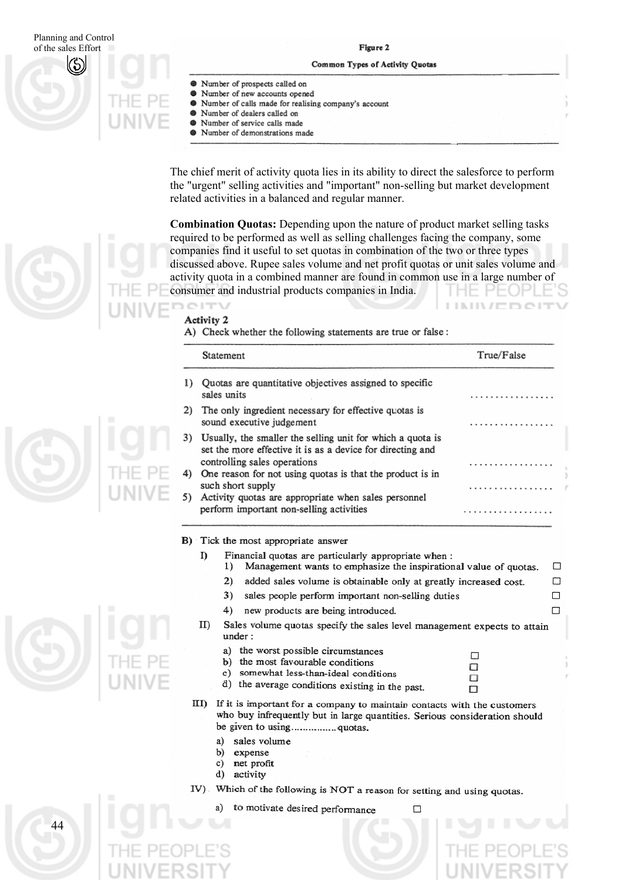**Figure 2**

**Common Types of Activity Quotas**

- Number of prospects called on
- Number of new accounts opened
- Number of calls made for realising company's account
- Number of dealers called on
- Number of service calls made
- Number of demonstrations made

The chief merit of activity quota lies in its ability to direct the salesforce to perform the "urgent" selling activities and "important" non-selling but market development related activities in a balanced and regular manner.

**Combination Quotas:** Depending upon the nature of product market selling tasks required to be performed as well as selling challenges facing the company, some companies find it useful to set quotas in combination of the two or three types discussed above. Rupee sales volume and net profit quotas or unit sales volume and activity quota in a combined manner are found in common use in a large number of consumer and industrial products companies in India.

**Activity 2**

A) Check whether the following statements are true or false :

| Statement | True/False |
|---|---|
| 1) Quotas are quantitative objectives assigned to specific sales units | ................. |
| 2) The only ingredient necessary for effective quotas is sound executive judgement | ................. |
| 3) Usually, the smaller the selling unit for which a quota is set the more effective it is as a device for directing and controlling sales operations | ................. |
| 4) One reason for not using quotas is that the product is in such short supply | ................. |
| 5) Activity quotas are appropriate when sales personnel perform important non-selling activities | ................. |

B) Tick the most appropriate answer

I) Financial quotas are particularly appropriate when :
   1) Management wants to emphasize the inspirational value of quotas. ☐
   2) added sales volume is obtainable only at greatly increased cost. ☐
   3) sales people perform important non-selling duties ☐
   4) new products are being introduced. ☐

II) Sales volume quotas specify the sales level management expects to attain under :
   a) the worst possible circumstances ☐
   b) the most favourable conditions ☐
   c) somewhat less-than-ideal conditions ☐
   d) the average conditions existing in the past. ☐

III) If it is important for a company to maintain contacts with the customers who buy infrequently but in large quantities. Serious consideration should be given to using................quotas.
   a) sales volume
   b) expense
   c) net profit
   d) activity

IV) Which of the following is NOT a reason for setting and using quotas.
   a) to motivate desired performance ☐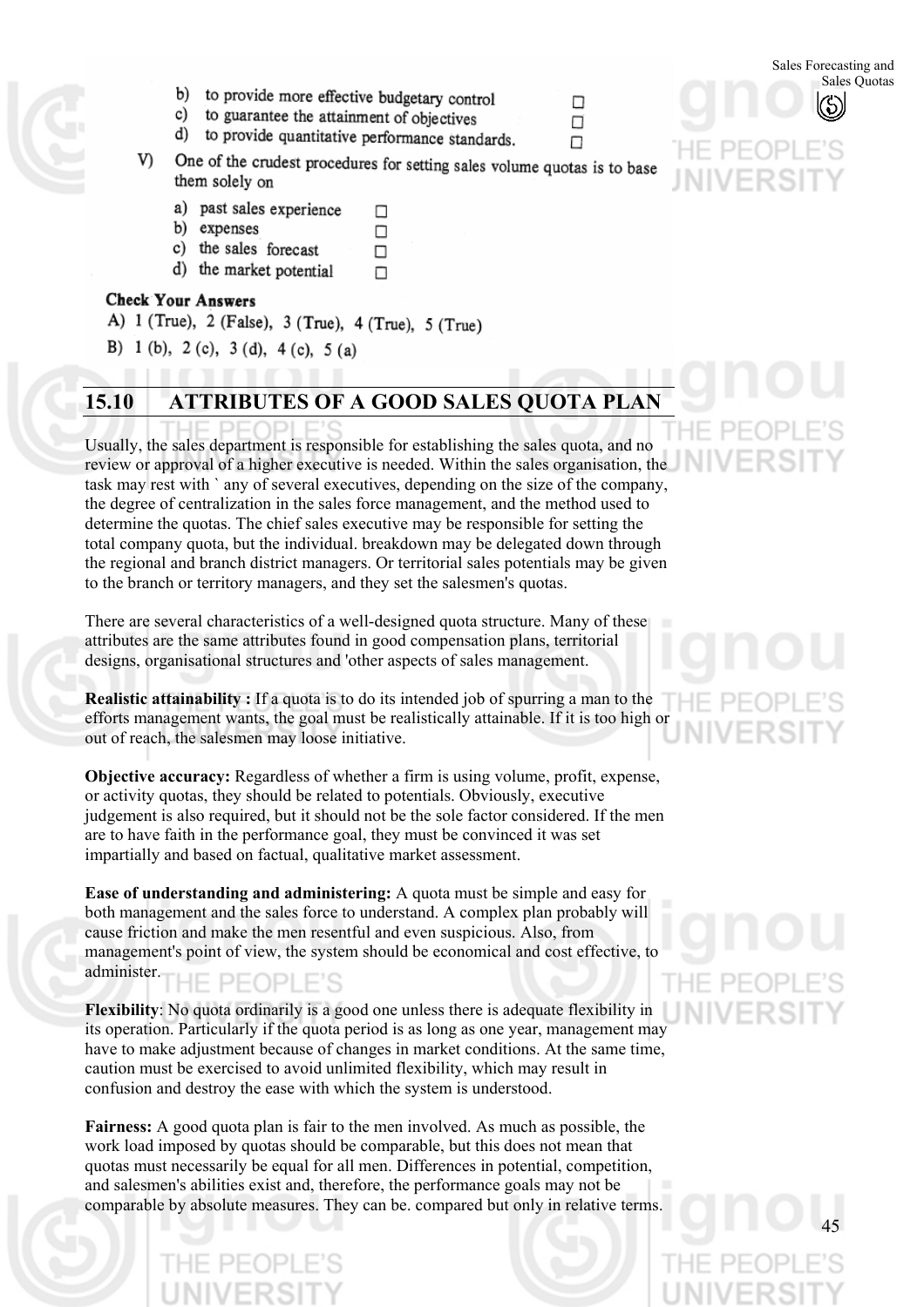b) to provide more effective budgetary control ☐
c) to guarantee the attainment of objectives ☐
d) to provide quantitative performance standards. ☐

V) One of the crudest procedures for setting sales volume quotas is to base them solely on

a) past sales experience ☐
b) expenses ☐
c) the sales forecast ☐
d) the market potential ☐

**Check Your Answers**

A) 1 (True), 2 (False), 3 (True), 4 (True), 5 (True)

B) 1 (b), 2 (c), 3 (d), 4 (c), 5 (a)

## 15.10 ATTRIBUTES OF A GOOD SALES QUOTA PLAN

Usually, the sales department is responsible for establishing the sales quota, and no review or approval of a higher executive is needed. Within the sales organisation, the task may rest with ` any of several executives, depending on the size of the company, the degree of centralization in the sales force management, and the method used to determine the quotas. The chief sales executive may be responsible for setting the total company quota, but the individual. breakdown may be delegated down through the regional and branch district managers. Or territorial sales potentials may be given to the branch or territory managers, and they set the salesmen's quotas.

There are several characteristics of a well-designed quota structure. Many of these attributes are the same attributes found in good compensation plans, territorial designs, organisational structures and 'other aspects of sales management.

**Realistic attainability :** If a quota is to do its intended job of spurring a man to the efforts management wants, the goal must be realistically attainable. If it is too high or out of reach, the salesmen may loose initiative.

**Objective accuracy:** Regardless of whether a firm is using volume, profit, expense, or activity quotas, they should be related to potentials. Obviously, executive judgement is also required, but it should not be the sole factor considered. If the men are to have faith in the performance goal, they must be convinced it was set impartially and based on factual, qualitative market assessment.

**Ease of understanding and administering:** A quota must be simple and easy for both management and the sales force to understand. A complex plan probably will cause friction and make the men resentful and even suspicious. Also, from management's point of view, the system should be economical and cost effective, to administer.

**Flexibility**: No quota ordinarily is a good one unless there is adequate flexibility in its operation. Particularly if the quota period is as long as one year, management may have to make adjustment because of changes in market conditions. At the same time, caution must be exercised to avoid unlimited flexibility, which may result in confusion and destroy the ease with which the system is understood.

**Fairness:** A good quota plan is fair to the men involved. As much as possible, the work load imposed by quotas should be comparable, but this does not mean that quotas must necessarily be equal for all men. Differences in potential, competition, and salesmen's abilities exist and, therefore, the performance goals may not be comparable by absolute measures. They can be. compared but only in relative terms.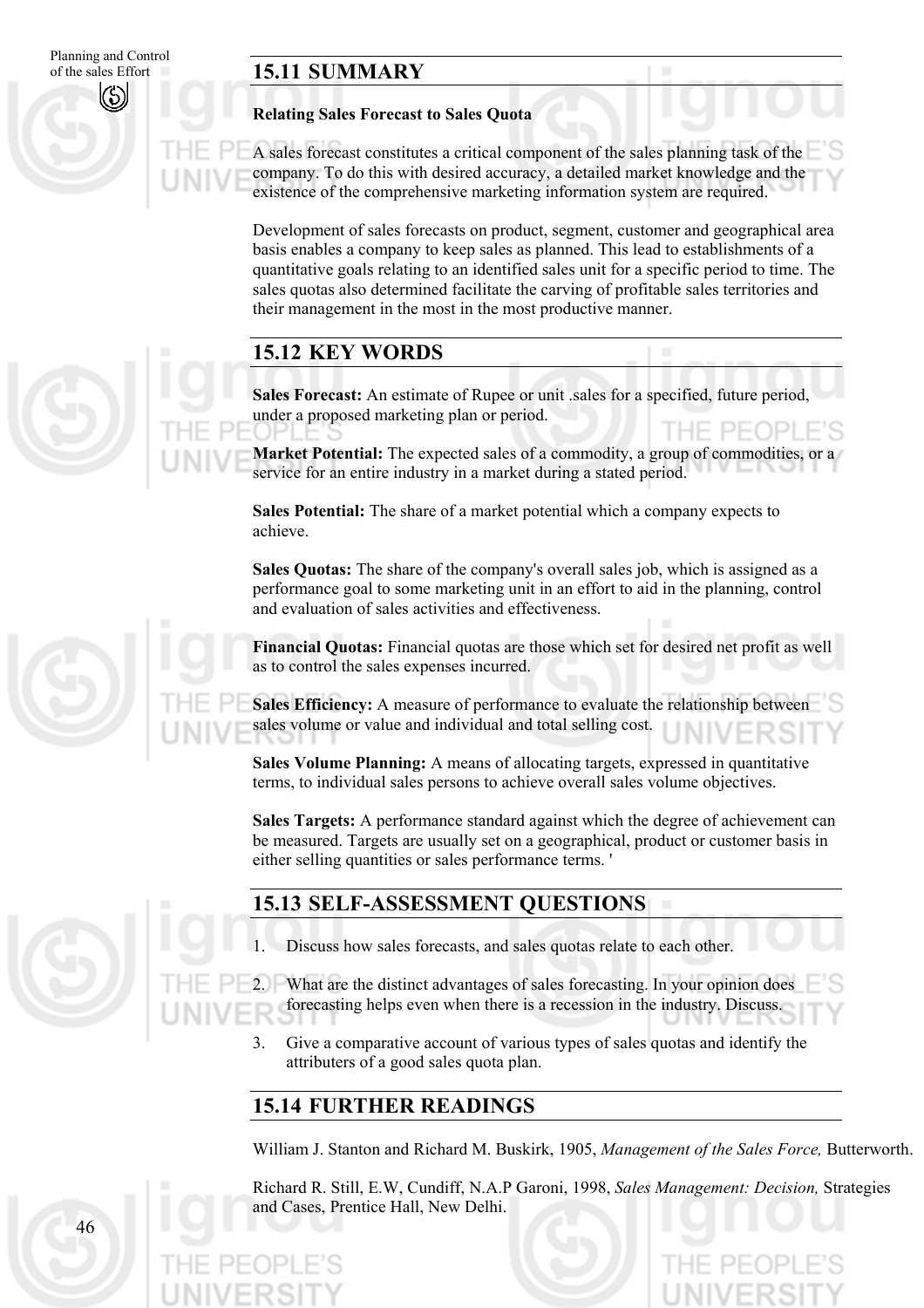## 15.11 SUMMARY

**Relating Sales Forecast to Sales Quota**

A sales forecast constitutes a critical component of the sales planning task of the company. To do this with desired accuracy, a detailed market knowledge and the existence of the comprehensive marketing information system are required.

Development of sales forecasts on product, segment, customer and geographical area basis enables a company to keep sales as planned. This lead to establishments of a quantitative goals relating to an identified sales unit for a specific period to time. The sales quotas also determined facilitate the carving of profitable sales territories and their management in the most in the most productive manner.

## 15.12 KEY WORDS

**Sales Forecast:** An estimate of Rupee or unit .sales for a specified, future period, under a proposed marketing plan or period.

**Market Potential:** The expected sales of a commodity, a group of commodities, or a service for an entire industry in a market during a stated period.

**Sales Potential:** The share of a market potential which a company expects to achieve.

**Sales Quotas:** The share of the company's overall sales job, which is assigned as a performance goal to some marketing unit in an effort to aid in the planning, control and evaluation of sales activities and effectiveness.

**Financial Quotas:** Financial quotas are those which set for desired net profit as well as to control the sales expenses incurred.

**Sales Efficiency:** A measure of performance to evaluate the relationship between sales volume or value and individual and total selling cost.

**Sales Volume Planning:** A means of allocating targets, expressed in quantitative terms, to individual sales persons to achieve overall sales volume objectives.

**Sales Targets:** A performance standard against which the degree of achievement can be measured. Targets are usually set on a geographical, product or customer basis in either selling quantities or sales performance terms. '

## 15.13 SELF-ASSESSMENT QUESTIONS

1. Discuss how sales forecasts, and sales quotas relate to each other.
2. What are the distinct advantages of sales forecasting. In your opinion does forecasting helps even when there is a recession in the industry. Discuss.
3. Give a comparative account of various types of sales quotas and identify the attributers of a good sales quota plan.

## 15.14 FURTHER READINGS

William J. Stanton and Richard M. Buskirk, 1905, *Management of the Sales Force,* Butterworth.

Richard R. Still, E.W, Cundiff, N.A.P Garoni, 1998, *Sales Management: Decision,* Strategies and Cases, Prentice Hall, New Delhi.